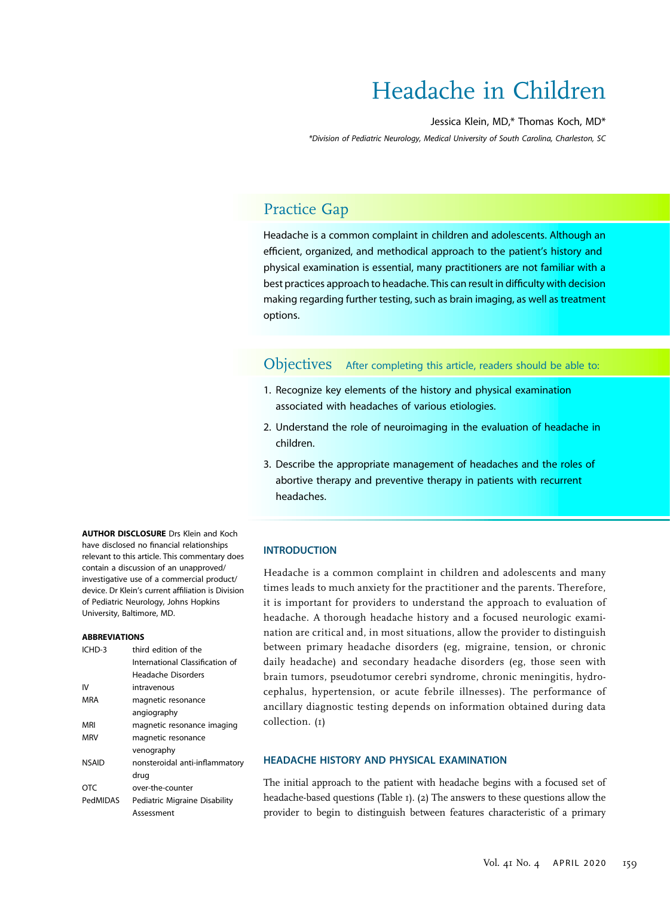# Headache in Children

Jessica Klein, MD,* Thomas Koch, MD*

*Division of Pediatric Neurology, Medical University of South Carolina, Charleston, SC

## Practice Gap

Headache is a common complaint in children and adolescents. Although an efficient, organized, and methodical approach to the patient's history and physical examination is essential, many practitioners are not familiar with a best practices approach to headache. This can result in difficulty with decision making regarding further testing, such as brain imaging, as well as treatment options.

## Objectives

After completing this article, readers should be able to:

1. Recognize key elements of the history and physical examination associated with headaches of various etiologies.
2. Understand the role of neuroimaging in the evaluation of headache in children.
3. Describe the appropriate management of headaches and the roles of abortive therapy and preventive therapy in patients with recurrent headaches.

**AUTHOR DISCLOSURE** Drs Klein and Koch have disclosed no financial relationships relevant to this article. This commentary does contain a discussion of an unapproved/investigative use of a commercial product/device. Dr Klein's current affiliation is Division of Pediatric Neurology, Johns Hopkins University, Baltimore, MD.

**ABBREVIATIONS**

| | |
|---|---|
| ICHD-3 | third edition of the International Classification of Headache Disorders |
| IV | intravenous |
| MRA | magnetic resonance angiography |
| MRI | magnetic resonance imaging |
| MRV | magnetic resonance venography |
| NSAID | nonsteroidal anti-inflammatory drug |
| OTC | over-the-counter |
| PedMIDAS | Pediatric Migraine Disability Assessment |

### INTRODUCTION

Headache is a common complaint in children and adolescents and many times leads to much anxiety for the practitioner and the parents. Therefore, it is important for providers to understand the approach to evaluation of headache. A thorough headache history and a focused neurologic examination are critical and, in most situations, allow the provider to distinguish between primary headache disorders (eg, migraine, tension, or chronic daily headache) and secondary headache disorders (eg, those seen with brain tumors, pseudotumor cerebri syndrome, chronic meningitis, hydrocephalus, hypertension, or acute febrile illnesses). The performance of ancillary diagnostic testing depends on information obtained during data collection. (1)

### HEADACHE HISTORY AND PHYSICAL EXAMINATION

The initial approach to the patient with headache begins with a focused set of headache-based questions (Table 1). (2) The answers to these questions allow the provider to begin to distinguish between features characteristic of a primary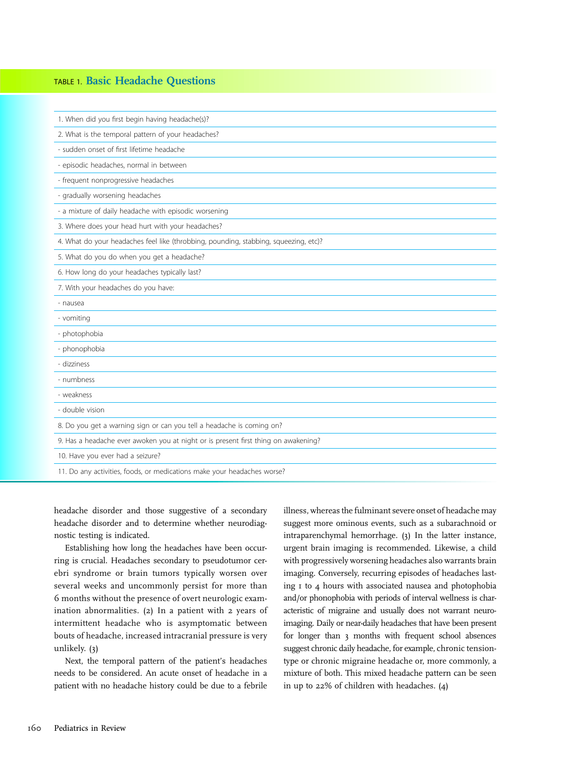TABLE 1. **Basic Headache Questions**

| |
|---|
| 1. When did you first begin having headache(s)? |
| 2. What is the temporal pattern of your headaches? |
| - sudden onset of first lifetime headache |
| - episodic headaches, normal in between |
| - frequent nonprogressive headaches |
| - gradually worsening headaches |
| - a mixture of daily headache with episodic worsening |
| 3. Where does your head hurt with your headaches? |
| 4. What do your headaches feel like (throbbing, pounding, stabbing, squeezing, etc)? |
| 5. What do you do when you get a headache? |
| 6. How long do your headaches typically last? |
| 7. With your headaches do you have: |
| - nausea |
| - vomiting |
| - photophobia |
| - phonophobia |
| - dizziness |
| - numbness |
| - weakness |
| - double vision |
| 8. Do you get a warning sign or can you tell a headache is coming on? |
| 9. Has a headache ever awoken you at night or is present first thing on awakening? |
| 10. Have you ever had a seizure? |
| 11. Do any activities, foods, or medications make your headaches worse? |

headache disorder and those suggestive of a secondary headache disorder and to determine whether neurodiagnostic testing is indicated.

Establishing how long the headaches have been occurring is crucial. Headaches secondary to pseudotumor cerebri syndrome or brain tumors typically worsen over several weeks and uncommonly persist for more than 6 months without the presence of overt neurologic examination abnormalities. (2) In a patient with 2 years of intermittent headache who is asymptomatic between bouts of headache, increased intracranial pressure is very unlikely. (3)

Next, the temporal pattern of the patient's headaches needs to be considered. An acute onset of headache in a patient with no headache history could be due to a febrile illness, whereas the fulminant severe onset of headache may suggest more ominous events, such as a subarachnoid or intraparenchymal hemorrhage. (3) In the latter instance, urgent brain imaging is recommended. Likewise, a child with progressively worsening headaches also warrants brain imaging. Conversely, recurring episodes of headaches lasting 1 to 4 hours with associated nausea and photophobia and/or phonophobia with periods of interval wellness is characteristic of migraine and usually does not warrant neuroimaging. Daily or near-daily headaches that have been present for longer than 3 months with frequent school absences suggest chronic daily headache, for example, chronic tension-type or chronic migraine headache or, more commonly, a mixture of both. This mixed headache pattern can be seen in up to 22% of children with headaches. (4)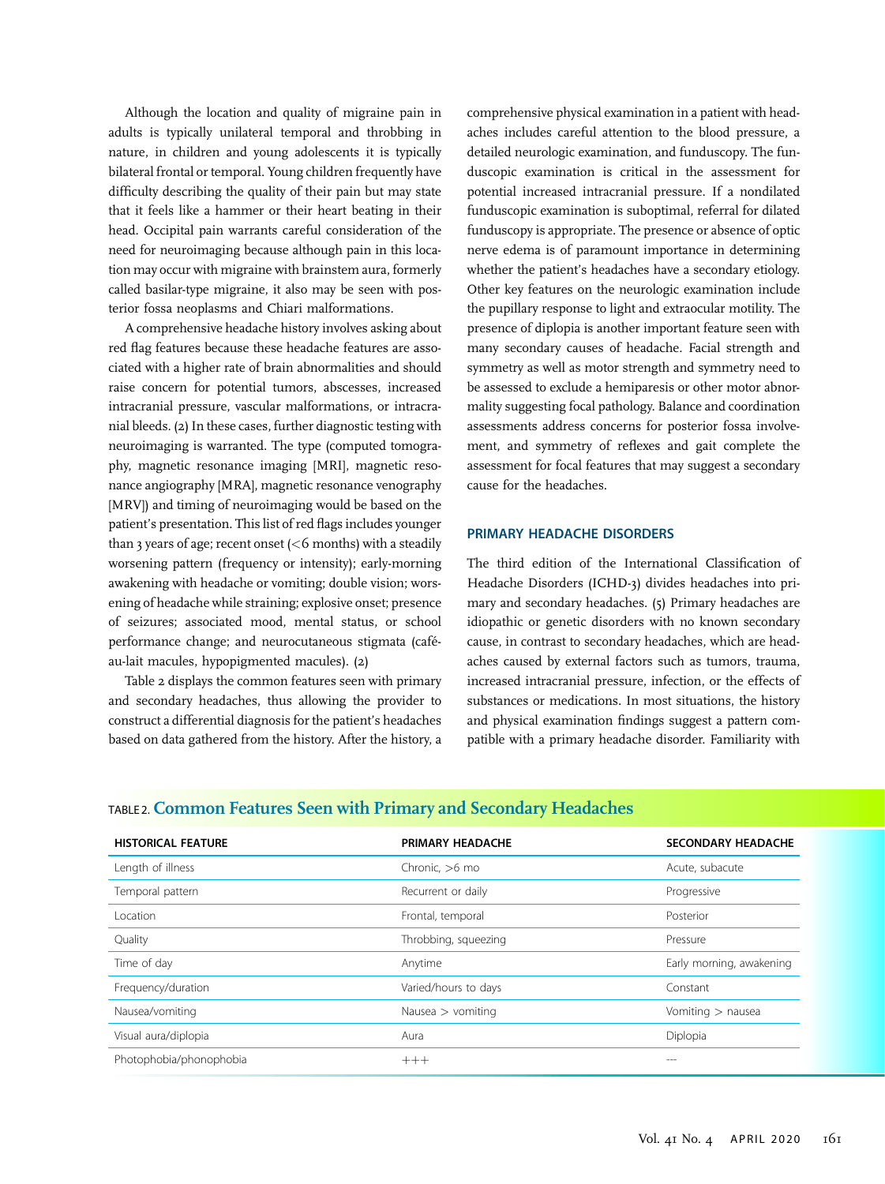Although the location and quality of migraine pain in adults is typically unilateral temporal and throbbing in nature, in children and young adolescents it is typically bilateral frontal or temporal. Young children frequently have difficulty describing the quality of their pain but may state that it feels like a hammer or their heart beating in their head. Occipital pain warrants careful consideration of the need for neuroimaging because although pain in this location may occur with migraine with brainstem aura, formerly called basilar-type migraine, it also may be seen with posterior fossa neoplasms and Chiari malformations.

A comprehensive headache history involves asking about red flag features because these headache features are associated with a higher rate of brain abnormalities and should raise concern for potential tumors, abscesses, increased intracranial pressure, vascular malformations, or intracranial bleeds. (2) In these cases, further diagnostic testing with neuroimaging is warranted. The type (computed tomography, magnetic resonance imaging [MRI], magnetic resonance angiography [MRA], magnetic resonance venography [MRV]) and timing of neuroimaging would be based on the patient's presentation. This list of red flags includes younger than 3 years of age; recent onset (<6 months) with a steadily worsening pattern (frequency or intensity); early-morning awakening with headache or vomiting; double vision; worsening of headache while straining; explosive onset; presence of seizures; associated mood, mental status, or school performance change; and neurocutaneous stigmata (café-au-lait macules, hypopigmented macules). (2)

Table 2 displays the common features seen with primary and secondary headaches, thus allowing the provider to construct a differential diagnosis for the patient's headaches based on data gathered from the history. After the history, a comprehensive physical examination in a patient with headaches includes careful attention to the blood pressure, a detailed neurologic examination, and funduscopy. The funduscopic examination is critical in the assessment for potential increased intracranial pressure. If a nondilated funduscopic examination is suboptimal, referral for dilated funduscopy is appropriate. The presence or absence of optic nerve edema is of paramount importance in determining whether the patient's headaches have a secondary etiology. Other key features on the neurologic examination include the pupillary response to light and extraocular motility. The presence of diplopia is another important feature seen with many secondary causes of headache. Facial strength and symmetry as well as motor strength and symmetry need to be assessed to exclude a hemiparesis or other motor abnormality suggesting focal pathology. Balance and coordination assessments address concerns for posterior fossa involvement, and symmetry of reflexes and gait complete the assessment for focal features that may suggest a secondary cause for the headaches.

## PRIMARY HEADACHE DISORDERS

The third edition of the International Classification of Headache Disorders (ICHD-3) divides headaches into primary and secondary headaches. (5) Primary headaches are idiopathic or genetic disorders with no known secondary cause, in contrast to secondary headaches, which are headaches caused by external factors such as tumors, trauma, increased intracranial pressure, infection, or the effects of substances or medications. In most situations, the history and physical examination findings suggest a pattern compatible with a primary headache disorder. Familiarity with

TABLE 2. **Common Features Seen with Primary and Secondary Headaches**

| HISTORICAL FEATURE | PRIMARY HEADACHE | SECONDARY HEADACHE |
| --- | --- | --- |
| Length of illness | Chronic, >6 mo | Acute, subacute |
| Temporal pattern | Recurrent or daily | Progressive |
| Location | Frontal, temporal | Posterior |
| Quality | Throbbing, squeezing | Pressure |
| Time of day | Anytime | Early morning, awakening |
| Frequency/duration | Varied/hours to days | Constant |
| Nausea/vomiting | Nausea > vomiting | Vomiting > nausea |
| Visual aura/diplopia | Aura | Diplopia |
| Photophobia/phonophobia | +++ | --- |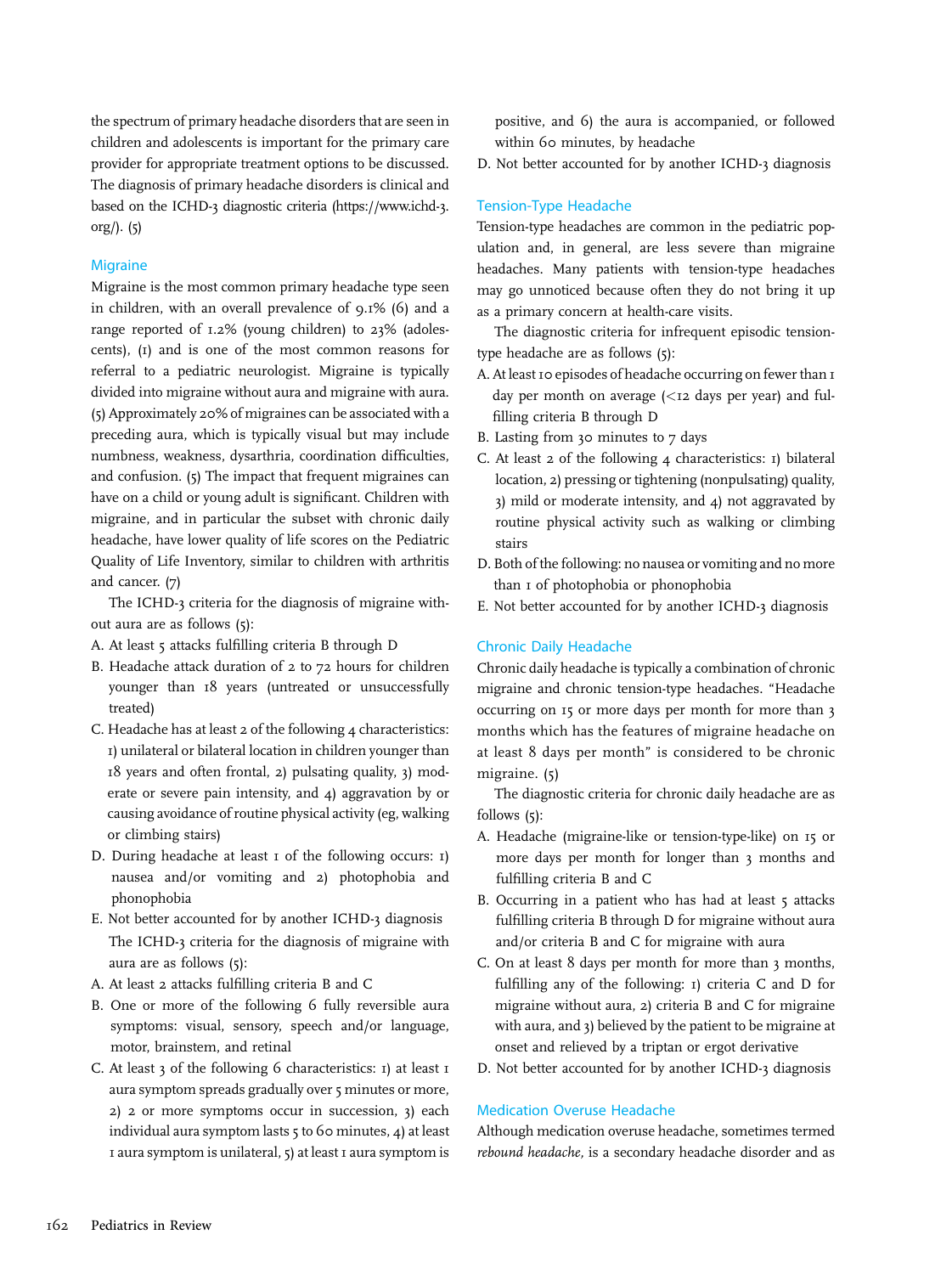the spectrum of primary headache disorders that are seen in children and adolescents is important for the primary care provider for appropriate treatment options to be discussed. The diagnosis of primary headache disorders is clinical and based on the ICHD-3 diagnostic criteria (https://www.ichd-3.org/). (5)

## Migraine

Migraine is the most common primary headache type seen in children, with an overall prevalence of 9.1% (6) and a range reported of 1.2% (young children) to 23% (adolescents), (1) and is one of the most common reasons for referral to a pediatric neurologist. Migraine is typically divided into migraine without aura and migraine with aura. (5) Approximately 20% of migraines can be associated with a preceding aura, which is typically visual but may include numbness, weakness, dysarthria, coordination difficulties, and confusion. (5) The impact that frequent migraines can have on a child or young adult is significant. Children with migraine, and in particular the subset with chronic daily headache, have lower quality of life scores on the Pediatric Quality of Life Inventory, similar to children with arthritis and cancer. (7)

The ICHD-3 criteria for the diagnosis of migraine without aura are as follows (5):

A. At least 5 attacks fulfilling criteria B through D
B. Headache attack duration of 2 to 72 hours for children younger than 18 years (untreated or unsuccessfully treated)
C. Headache has at least 2 of the following 4 characteristics: 1) unilateral or bilateral location in children younger than 18 years and often frontal, 2) pulsating quality, 3) moderate or severe pain intensity, and 4) aggravation by or causing avoidance of routine physical activity (eg, walking or climbing stairs)
D. During headache at least 1 of the following occurs: 1) nausea and/or vomiting and 2) photophobia and phonophobia
E. Not better accounted for by another ICHD-3 diagnosis

The ICHD-3 criteria for the diagnosis of migraine with aura are as follows (5):

A. At least 2 attacks fulfilling criteria B and C
B. One or more of the following 6 fully reversible aura symptoms: visual, sensory, speech and/or language, motor, brainstem, and retinal
C. At least 3 of the following 6 characteristics: 1) at least 1 aura symptom spreads gradually over 5 minutes or more, 2) 2 or more symptoms occur in succession, 3) each individual aura symptom lasts 5 to 60 minutes, 4) at least 1 aura symptom is unilateral, 5) at least 1 aura symptom is positive, and 6) the aura is accompanied, or followed within 60 minutes, by headache
D. Not better accounted for by another ICHD-3 diagnosis

## Tension-Type Headache

Tension-type headaches are common in the pediatric population and, in general, are less severe than migraine headaches. Many patients with tension-type headaches may go unnoticed because often they do not bring it up as a primary concern at health-care visits.

The diagnostic criteria for infrequent episodic tension-type headache are as follows (5):

A. At least 10 episodes of headache occurring on fewer than 1 day per month on average (<12 days per year) and fulfilling criteria B through D
B. Lasting from 30 minutes to 7 days
C. At least 2 of the following 4 characteristics: 1) bilateral location, 2) pressing or tightening (nonpulsating) quality, 3) mild or moderate intensity, and 4) not aggravated by routine physical activity such as walking or climbing stairs
D. Both of the following: no nausea or vomiting and no more than 1 of photophobia or phonophobia
E. Not better accounted for by another ICHD-3 diagnosis

## Chronic Daily Headache

Chronic daily headache is typically a combination of chronic migraine and chronic tension-type headaches. "Headache occurring on 15 or more days per month for more than 3 months which has the features of migraine headache on at least 8 days per month" is considered to be chronic migraine. (5)

The diagnostic criteria for chronic daily headache are as follows (5):

A. Headache (migraine-like or tension-type-like) on 15 or more days per month for longer than 3 months and fulfilling criteria B and C
B. Occurring in a patient who has had at least 5 attacks fulfilling criteria B through D for migraine without aura and/or criteria B and C for migraine with aura
C. On at least 8 days per month for more than 3 months, fulfilling any of the following: 1) criteria C and D for migraine without aura, 2) criteria B and C for migraine with aura, and 3) believed by the patient to be migraine at onset and relieved by a triptan or ergot derivative
D. Not better accounted for by another ICHD-3 diagnosis

## Medication Overuse Headache

Although medication overuse headache, sometimes termed *rebound headache*, is a secondary headache disorder and as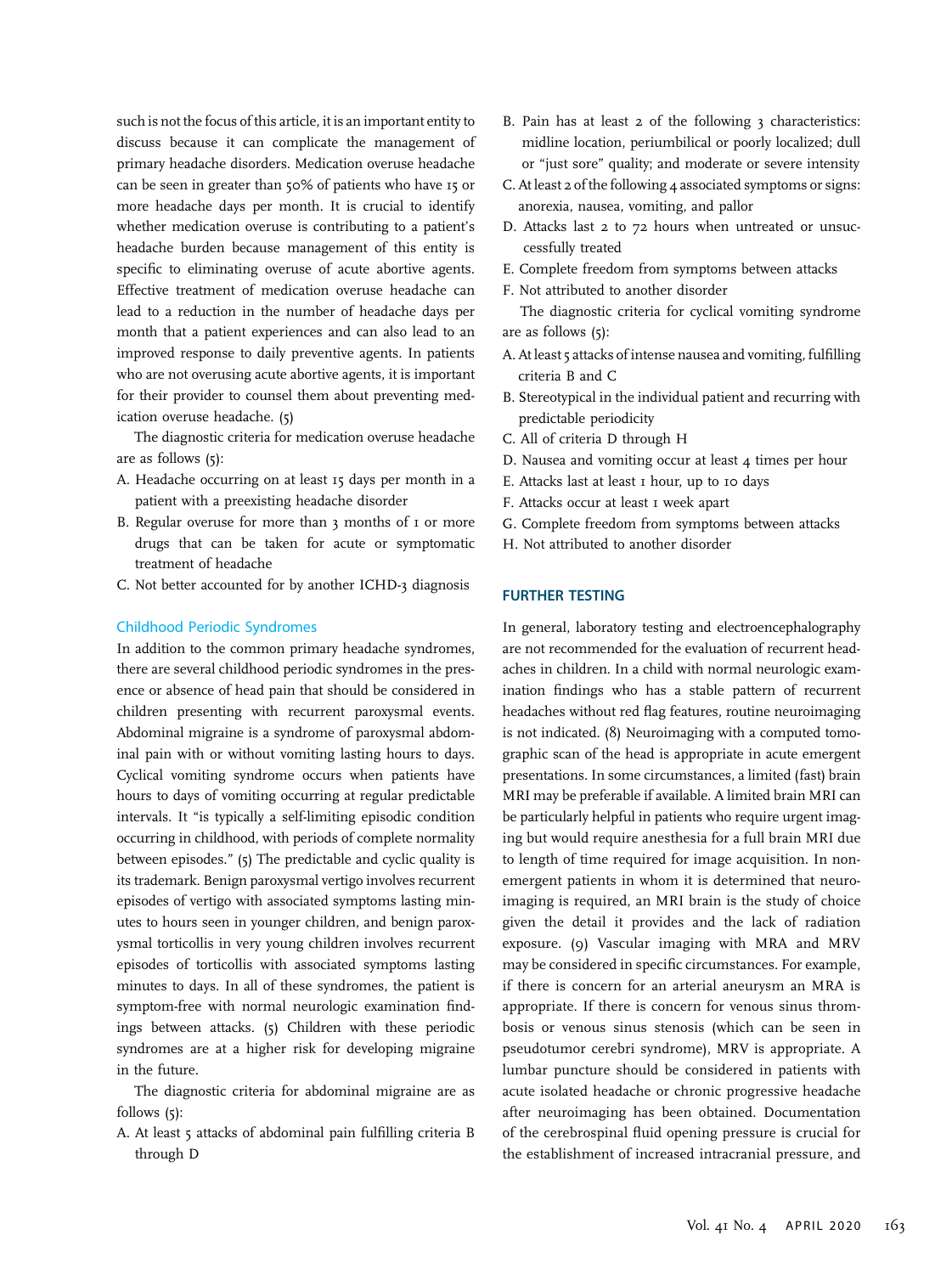such is not the focus of this article, it is an important entity to discuss because it can complicate the management of primary headache disorders. Medication overuse headache can be seen in greater than 50% of patients who have 15 or more headache days per month. It is crucial to identify whether medication overuse is contributing to a patient's headache burden because management of this entity is specific to eliminating overuse of acute abortive agents. Effective treatment of medication overuse headache can lead to a reduction in the number of headache days per month that a patient experiences and can also lead to an improved response to daily preventive agents. In patients who are not overusing acute abortive agents, it is important for their provider to counsel them about preventing medication overuse headache. (5)

The diagnostic criteria for medication overuse headache are as follows (5):

A. Headache occurring on at least 15 days per month in a patient with a preexisting headache disorder
B. Regular overuse for more than 3 months of 1 or more drugs that can be taken for acute or symptomatic treatment of headache
C. Not better accounted for by another ICHD-3 diagnosis

### Childhood Periodic Syndromes

In addition to the common primary headache syndromes, there are several childhood periodic syndromes in the presence or absence of head pain that should be considered in children presenting with recurrent paroxysmal events. Abdominal migraine is a syndrome of paroxysmal abdominal pain with or without vomiting lasting hours to days. Cyclical vomiting syndrome occurs when patients have hours to days of vomiting occurring at regular predictable intervals. It "is typically a self-limiting episodic condition occurring in childhood, with periods of complete normality between episodes." (5) The predictable and cyclic quality is its trademark. Benign paroxysmal vertigo involves recurrent episodes of vertigo with associated symptoms lasting minutes to hours seen in younger children, and benign paroxysmal torticollis in very young children involves recurrent episodes of torticollis with associated symptoms lasting minutes to days. In all of these syndromes, the patient is symptom-free with normal neurologic examination findings between attacks. (5) Children with these periodic syndromes are at a higher risk for developing migraine in the future.

The diagnostic criteria for abdominal migraine are as follows (5):

A. At least 5 attacks of abdominal pain fulfilling criteria B through D
B. Pain has at least 2 of the following 3 characteristics: midline location, periumbilical or poorly localized; dull or "just sore" quality; and moderate or severe intensity
C. At least 2 of the following 4 associated symptoms or signs: anorexia, nausea, vomiting, and pallor
D. Attacks last 2 to 72 hours when untreated or unsuccessfully treated
E. Complete freedom from symptoms between attacks
F. Not attributed to another disorder

The diagnostic criteria for cyclical vomiting syndrome are as follows (5):

A. At least 5 attacks of intense nausea and vomiting, fulfilling criteria B and C
B. Stereotypical in the individual patient and recurring with predictable periodicity
C. All of criteria D through H
D. Nausea and vomiting occur at least 4 times per hour
E. Attacks last at least 1 hour, up to 10 days
F. Attacks occur at least 1 week apart
G. Complete freedom from symptoms between attacks
H. Not attributed to another disorder

## FURTHER TESTING

In general, laboratory testing and electroencephalography are not recommended for the evaluation of recurrent headaches in children. In a child with normal neurologic examination findings who has a stable pattern of recurrent headaches without red flag features, routine neuroimaging is not indicated. (8) Neuroimaging with a computed tomographic scan of the head is appropriate in acute emergent presentations. In some circumstances, a limited (fast) brain MRI may be preferable if available. A limited brain MRI can be particularly helpful in patients who require urgent imaging but would require anesthesia for a full brain MRI due to length of time required for image acquisition. In nonemergent patients in whom it is determined that neuroimaging is required, an MRI brain is the study of choice given the detail it provides and the lack of radiation exposure. (9) Vascular imaging with MRA and MRV may be considered in specific circumstances. For example, if there is concern for an arterial aneurysm an MRA is appropriate. If there is concern for venous sinus thrombosis or venous sinus stenosis (which can be seen in pseudotumor cerebri syndrome), MRV is appropriate. A lumbar puncture should be considered in patients with acute isolated headache or chronic progressive headache after neuroimaging has been obtained. Documentation of the cerebrospinal fluid opening pressure is crucial for the establishment of increased intracranial pressure, and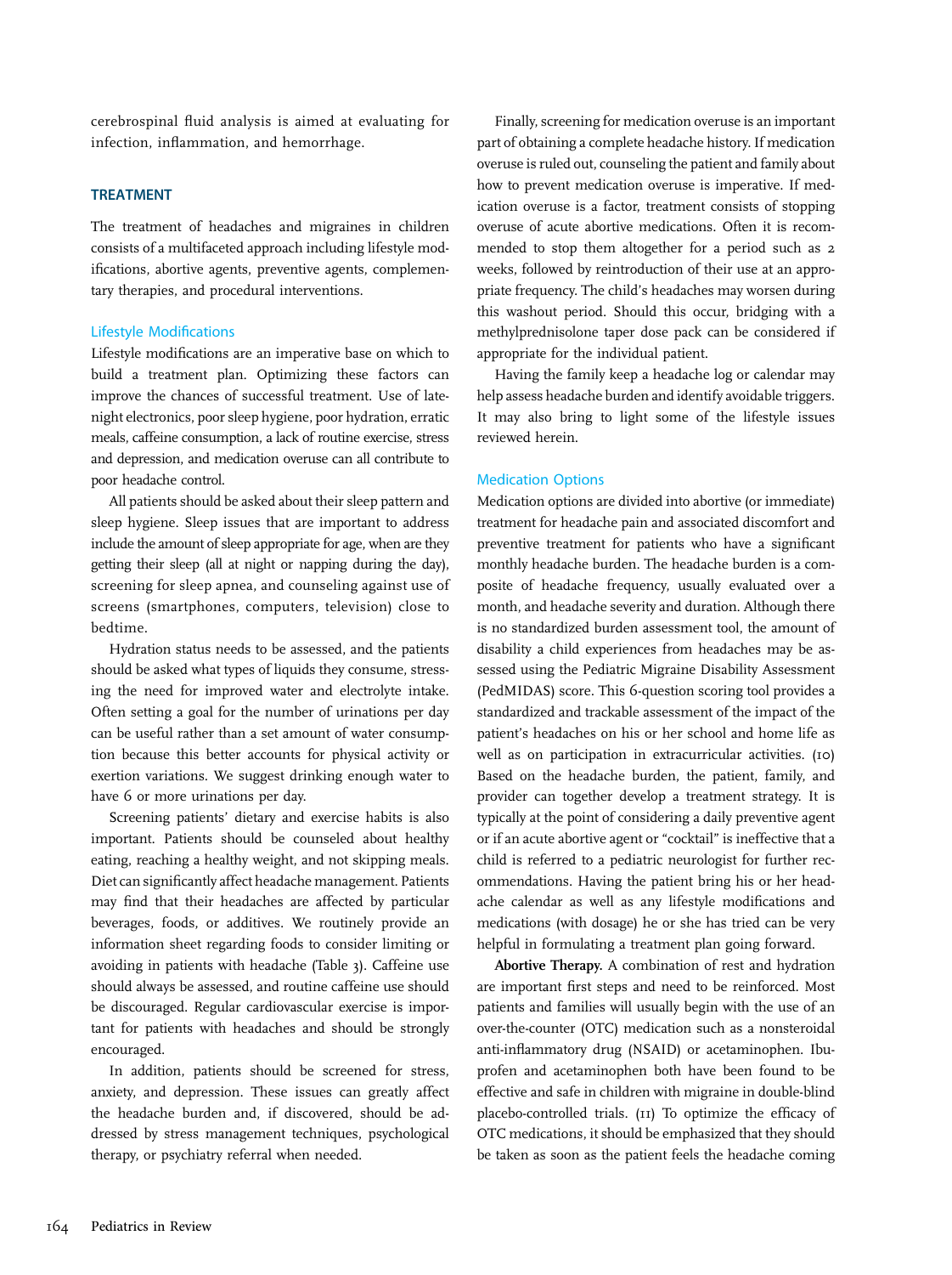cerebrospinal fluid analysis is aimed at evaluating for infection, inflammation, and hemorrhage.

## TREATMENT

The treatment of headaches and migraines in children consists of a multifaceted approach including lifestyle modifications, abortive agents, preventive agents, complementary therapies, and procedural interventions.

### Lifestyle Modifications

Lifestyle modifications are an imperative base on which to build a treatment plan. Optimizing these factors can improve the chances of successful treatment. Use of late-night electronics, poor sleep hygiene, poor hydration, erratic meals, caffeine consumption, a lack of routine exercise, stress and depression, and medication overuse can all contribute to poor headache control.

All patients should be asked about their sleep pattern and sleep hygiene. Sleep issues that are important to address include the amount of sleep appropriate for age, when are they getting their sleep (all at night or napping during the day), screening for sleep apnea, and counseling against use of screens (smartphones, computers, television) close to bedtime.

Hydration status needs to be assessed, and the patients should be asked what types of liquids they consume, stressing the need for improved water and electrolyte intake. Often setting a goal for the number of urinations per day can be useful rather than a set amount of water consumption because this better accounts for physical activity or exertion variations. We suggest drinking enough water to have 6 or more urinations per day.

Screening patients' dietary and exercise habits is also important. Patients should be counseled about healthy eating, reaching a healthy weight, and not skipping meals. Diet can significantly affect headache management. Patients may find that their headaches are affected by particular beverages, foods, or additives. We routinely provide an information sheet regarding foods to consider limiting or avoiding in patients with headache (Table 3). Caffeine use should always be assessed, and routine caffeine use should be discouraged. Regular cardiovascular exercise is important for patients with headaches and should be strongly encouraged.

In addition, patients should be screened for stress, anxiety, and depression. These issues can greatly affect the headache burden and, if discovered, should be addressed by stress management techniques, psychological therapy, or psychiatry referral when needed.

Finally, screening for medication overuse is an important part of obtaining a complete headache history. If medication overuse is ruled out, counseling the patient and family about how to prevent medication overuse is imperative. If medication overuse is a factor, treatment consists of stopping overuse of acute abortive medications. Often it is recommended to stop them altogether for a period such as 2 weeks, followed by reintroduction of their use at an appropriate frequency. The child's headaches may worsen during this washout period. Should this occur, bridging with a methylprednisolone taper dose pack can be considered if appropriate for the individual patient.

Having the family keep a headache log or calendar may help assess headache burden and identify avoidable triggers. It may also bring to light some of the lifestyle issues reviewed herein.

### Medication Options

Medication options are divided into abortive (or immediate) treatment for headache pain and associated discomfort and preventive treatment for patients who have a significant monthly headache burden. The headache burden is a composite of headache frequency, usually evaluated over a month, and headache severity and duration. Although there is no standardized burden assessment tool, the amount of disability a child experiences from headaches may be assessed using the Pediatric Migraine Disability Assessment (PedMIDAS) score. This 6-question scoring tool provides a standardized and trackable assessment of the impact of the patient's headaches on his or her school and home life as well as on participation in extracurricular activities. (10) Based on the headache burden, the patient, family, and provider can together develop a treatment strategy. It is typically at the point of considering a daily preventive agent or if an acute abortive agent or "cocktail" is ineffective that a child is referred to a pediatric neurologist for further recommendations. Having the patient bring his or her headache calendar as well as any lifestyle modifications and medications (with dosage) he or she has tried can be very helpful in formulating a treatment plan going forward.

**Abortive Therapy.** A combination of rest and hydration are important first steps and need to be reinforced. Most patients and families will usually begin with the use of an over-the-counter (OTC) medication such as a nonsteroidal anti-inflammatory drug (NSAID) or acetaminophen. Ibuprofen and acetaminophen both have been found to be effective and safe in children with migraine in double-blind placebo-controlled trials. (11) To optimize the efficacy of OTC medications, it should be emphasized that they should be taken as soon as the patient feels the headache coming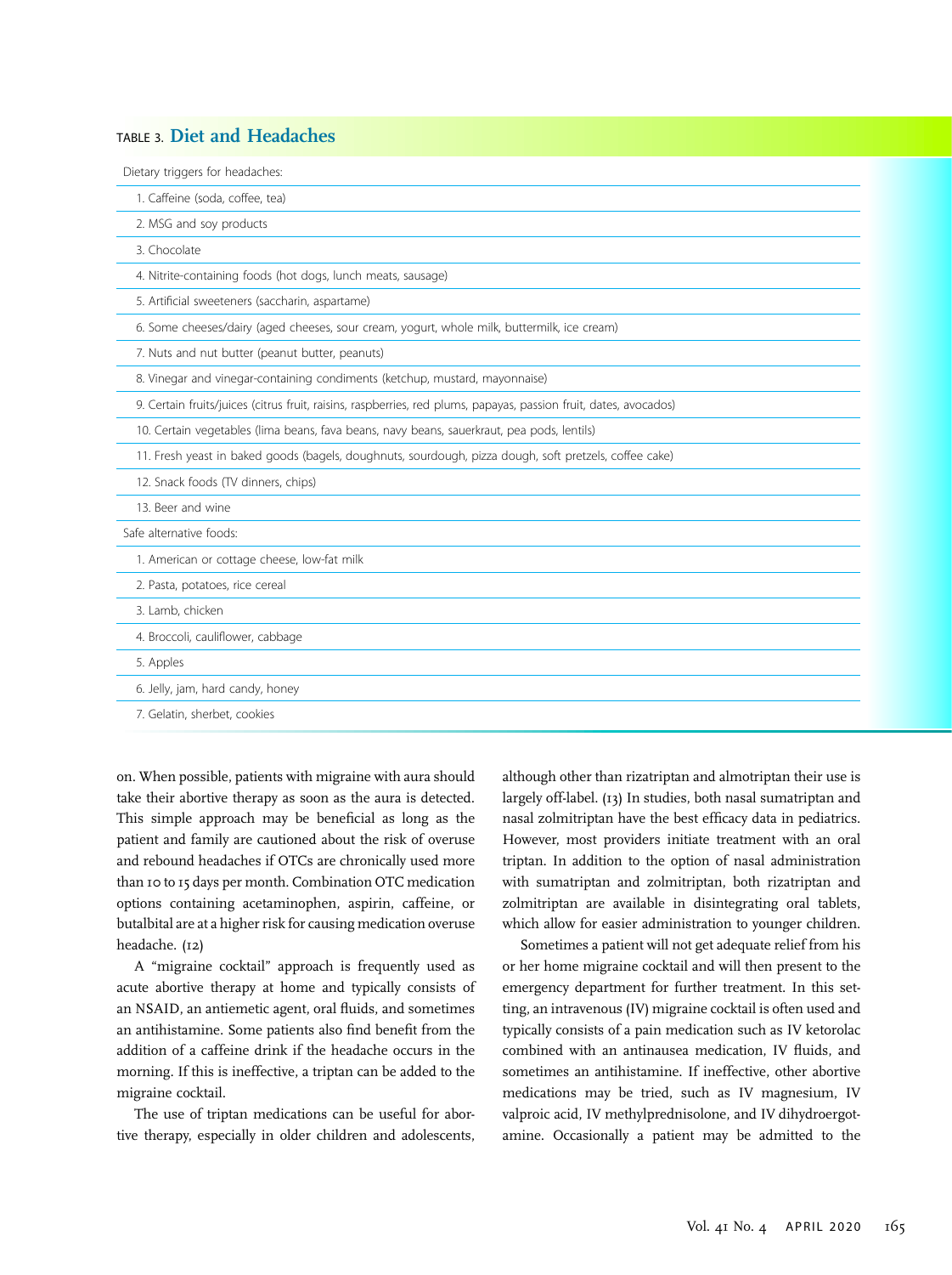**TABLE 3. Diet and Headaches**

| Dietary triggers for headaches: |
|---|
| 1. Caffeine (soda, coffee, tea) |
| 2. MSG and soy products |
| 3. Chocolate |
| 4. Nitrite-containing foods (hot dogs, lunch meats, sausage) |
| 5. Artificial sweeteners (saccharin, aspartame) |
| 6. Some cheeses/dairy (aged cheeses, sour cream, yogurt, whole milk, buttermilk, ice cream) |
| 7. Nuts and nut butter (peanut butter, peanuts) |
| 8. Vinegar and vinegar-containing condiments (ketchup, mustard, mayonnaise) |
| 9. Certain fruits/juices (citrus fruit, raisins, raspberries, red plums, papayas, passion fruit, dates, avocados) |
| 10. Certain vegetables (lima beans, fava beans, navy beans, sauerkraut, pea pods, lentils) |
| 11. Fresh yeast in baked goods (bagels, doughnuts, sourdough, pizza dough, soft pretzels, coffee cake) |
| 12. Snack foods (TV dinners, chips) |
| 13. Beer and wine |
| Safe alternative foods: |
| 1. American or cottage cheese, low-fat milk |
| 2. Pasta, potatoes, rice cereal |
| 3. Lamb, chicken |
| 4. Broccoli, cauliflower, cabbage |
| 5. Apples |
| 6. Jelly, jam, hard candy, honey |
| 7. Gelatin, sherbet, cookies |

on. When possible, patients with migraine with aura should take their abortive therapy as soon as the aura is detected. This simple approach may be beneficial as long as the patient and family are cautioned about the risk of overuse and rebound headaches if OTCs are chronically used more than 10 to 15 days per month. Combination OTC medication options containing acetaminophen, aspirin, caffeine, or butalbital are at a higher risk for causing medication overuse headache. (12)

A "migraine cocktail" approach is frequently used as acute abortive therapy at home and typically consists of an NSAID, an antiemetic agent, oral fluids, and sometimes an antihistamine. Some patients also find benefit from the addition of a caffeine drink if the headache occurs in the morning. If this is ineffective, a triptan can be added to the migraine cocktail.

The use of triptan medications can be useful for abortive therapy, especially in older children and adolescents, although other than rizatriptan and almotriptan their use is largely off-label. (13) In studies, both nasal sumatriptan and nasal zolmitriptan have the best efficacy data in pediatrics. However, most providers initiate treatment with an oral triptan. In addition to the option of nasal administration with sumatriptan and zolmitriptan, both rizatriptan and zolmitriptan are available in disintegrating oral tablets, which allow for easier administration to younger children.

Sometimes a patient will not get adequate relief from his or her home migraine cocktail and will then present to the emergency department for further treatment. In this setting, an intravenous (IV) migraine cocktail is often used and typically consists of a pain medication such as IV ketorolac combined with an antinausea medication, IV fluids, and sometimes an antihistamine. If ineffective, other abortive medications may be tried, such as IV magnesium, IV valproic acid, IV methylprednisolone, and IV dihydroergotamine. Occasionally a patient may be admitted to the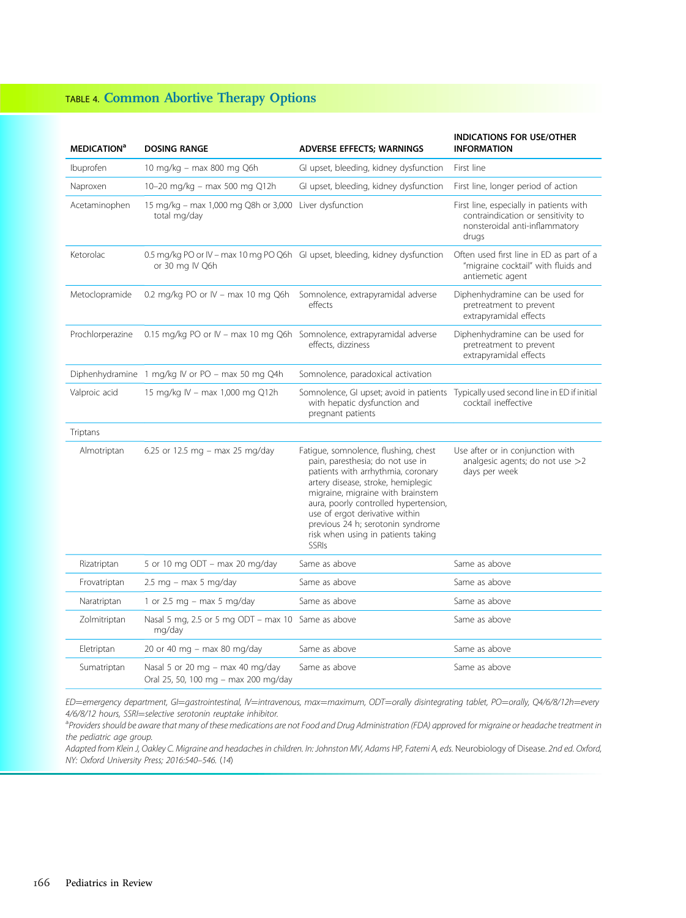## TABLE 4. Common Abortive Therapy Options

| MEDICATION[a] | DOSING RANGE | ADVERSE EFFECTS; WARNINGS | INDICATIONS FOR USE/OTHER INFORMATION |
|---|---|---|---|
| Ibuprofen | 10 mg/kg – max 800 mg Q6h | GI upset, bleeding, kidney dysfunction | First line |
| Naproxen | 10–20 mg/kg – max 500 mg Q12h | GI upset, bleeding, kidney dysfunction | First line, longer period of action |
| Acetaminophen | 15 mg/kg – max 1,000 mg Q8h or 3,000 total mg/day | Liver dysfunction | First line, especially in patients with contraindication or sensitivity to nonsteroidal anti-inflammatory drugs |
| Ketorolac | 0.5 mg/kg PO or IV – max 10 mg PO Q6h or 30 mg IV Q6h | GI upset, bleeding, kidney dysfunction | Often used first line in ED as part of a "migraine cocktail" with fluids and antiemetic agent |
| Metoclopramide | 0.2 mg/kg PO or IV – max 10 mg Q6h | Somnolence, extrapyramidal adverse effects | Diphenhydramine can be used for pretreatment to prevent extrapyramidal effects |
| Prochlorperazine | 0.15 mg/kg PO or IV – max 10 mg Q6h | Somnolence, extrapyramidal adverse effects, dizziness | Diphenhydramine can be used for pretreatment to prevent extrapyramidal effects |
| Diphenhydramine | 1 mg/kg IV or PO – max 50 mg Q4h | Somnolence, paradoxical activation | |
| Valproic acid | 15 mg/kg IV – max 1,000 mg Q12h | Somnolence, GI upset; avoid in patients with hepatic dysfunction and pregnant patients | Typically used second line in ED if initial cocktail ineffective |
| Triptans | | | |
| Almotriptan | 6.25 or 12.5 mg – max 25 mg/day | Fatigue, somnolence, flushing, chest pain, paresthesia; do not use in patients with arrhythmia, coronary artery disease, stroke, hemiplegic migraine, migraine with brainstem aura, poorly controlled hypertension, use of ergot derivative within previous 24 h; serotonin syndrome risk when using in patients taking SSRIs | Use after or in conjunction with analgesic agents; do not use >2 days per week |
| Rizatriptan | 5 or 10 mg ODT – max 20 mg/day | Same as above | Same as above |
| Frovatriptan | 2.5 mg – max 5 mg/day | Same as above | Same as above |
| Naratriptan | 1 or 2.5 mg – max 5 mg/day | Same as above | Same as above |
| Zolmitriptan | Nasal 5 mg, 2.5 or 5 mg ODT – max 10 mg/day | Same as above | Same as above |
| Eletriptan | 20 or 40 mg – max 80 mg/day | Same as above | Same as above |
| Sumatriptan | Nasal 5 or 20 mg – max 40 mg/day<br>Oral 25, 50, 100 mg – max 200 mg/day | Same as above | Same as above |

*ED=emergency department, GI=gastrointestinal, IV=intravenous, max=maximum, ODT=orally disintegrating tablet, PO=orally, Q4/6/8/12h=every 4/6/8/12 hours, SSRI=selective serotonin reuptake inhibitor.*

[a] *Providers should be aware that many of these medications are not Food and Drug Administration (FDA) approved for migraine or headache treatment in the pediatric age group.*

*Adapted from Klein J, Oakley C. Migraine and headaches in children. In: Johnston MV, Adams HP, Fatemi A, eds.* Neurobiology of Disease. *2nd ed. Oxford, NY: Oxford University Press; 2016:540–546. (14)*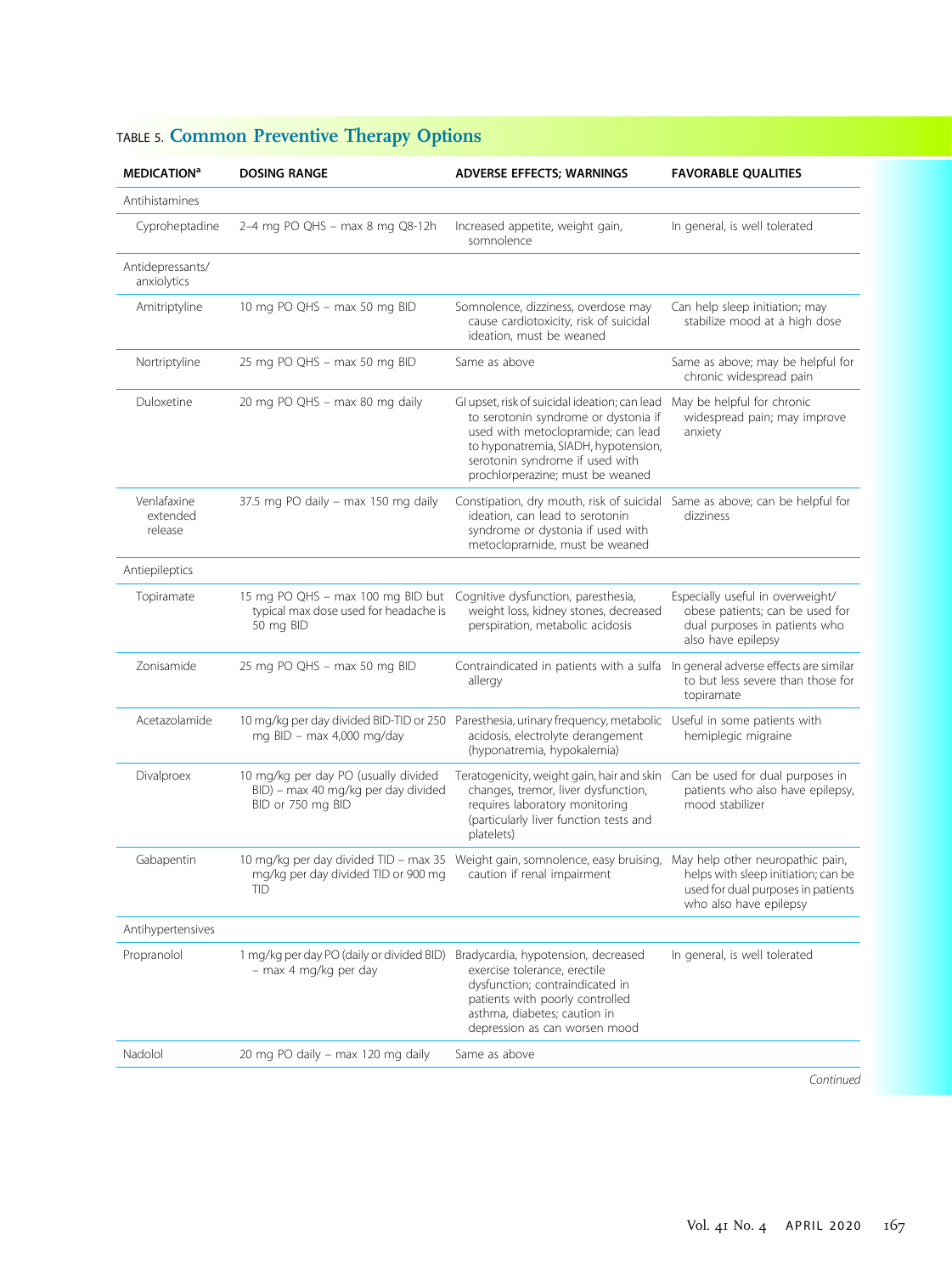TABLE 5. **Common Preventive Therapy Options**

| MEDICATION[a] | DOSING RANGE | ADVERSE EFFECTS; WARNINGS | FAVORABLE QUALITIES |
|---|---|---|---|
| Antihistamines | | | |
| Cyproheptadine | 2–4 mg PO QHS – max 8 mg Q8-12h | Increased appetite, weight gain, somnolence | In general, is well tolerated |
| Antidepressants/ anxiolytics | | | |
| Amitriptyline | 10 mg PO QHS – max 50 mg BID | Somnolence, dizziness, overdose may cause cardiotoxicity, risk of suicidal ideation, must be weaned | Can help sleep initiation; may stabilize mood at a high dose |
| Nortriptyline | 25 mg PO QHS – max 50 mg BID | Same as above | Same as above; may be helpful for chronic widespread pain |
| Duloxetine | 20 mg PO QHS – max 80 mg daily | GI upset, risk of suicidal ideation; can lead to serotonin syndrome or dystonia if used with metoclopramide; can lead to hyponatremia, SIADH, hypotension, serotonin syndrome if used with prochlorperazine; must be weaned | May be helpful for chronic widespread pain; may improve anxiety |
| Venlafaxine extended release | 37.5 mg PO daily – max 150 mg daily | Constipation, dry mouth, risk of suicidal ideation, can lead to serotonin syndrome or dystonia if used with metoclopramide, must be weaned | Same as above; can be helpful for dizziness |
| Antiepileptics | | | |
| Topiramate | 15 mg PO QHS – max 100 mg BID but typical max dose used for headache is 50 mg BID | Cognitive dysfunction, paresthesia, weight loss, kidney stones, decreased perspiration, metabolic acidosis | Especially useful in overweight/ obese patients; can be used for dual purposes in patients who also have epilepsy |
| Zonisamide | 25 mg PO QHS – max 50 mg BID | Contraindicated in patients with a sulfa allergy | In general adverse effects are similar to but less severe than those for topiramate |
| Acetazolamide | 10 mg/kg per day divided BID-TID or 250 mg BID – max 4,000 mg/day | Paresthesia, urinary frequency, metabolic acidosis, electrolyte derangement (hyponatremia, hypokalemia) | Useful in some patients with hemiplegic migraine |
| Divalproex | 10 mg/kg per day PO (usually divided BID) – max 40 mg/kg per day divided BID or 750 mg BID | Teratogenicity, weight gain, hair and skin changes, tremor, liver dysfunction, requires laboratory monitoring (particularly liver function tests and platelets) | Can be used for dual purposes in patients who also have epilepsy, mood stabilizer |
| Gabapentin | 10 mg/kg per day divided TID – max 35 mg/kg per day divided TID or 900 mg TID | Weight gain, somnolence, easy bruising, caution if renal impairment | May help other neuropathic pain, helps with sleep initiation; can be used for dual purposes in patients who also have epilepsy |
| Antihypertensives | | | |
| Propranolol | 1 mg/kg per day PO (daily or divided BID) – max 4 mg/kg per day | Bradycardia, hypotension, decreased exercise tolerance, erectile dysfunction; contraindicated in patients with poorly controlled asthma, diabetes; caution in depression as can worsen mood | In general, is well tolerated |
| Nadolol | 20 mg PO daily – max 120 mg daily | Same as above | |

*Continued*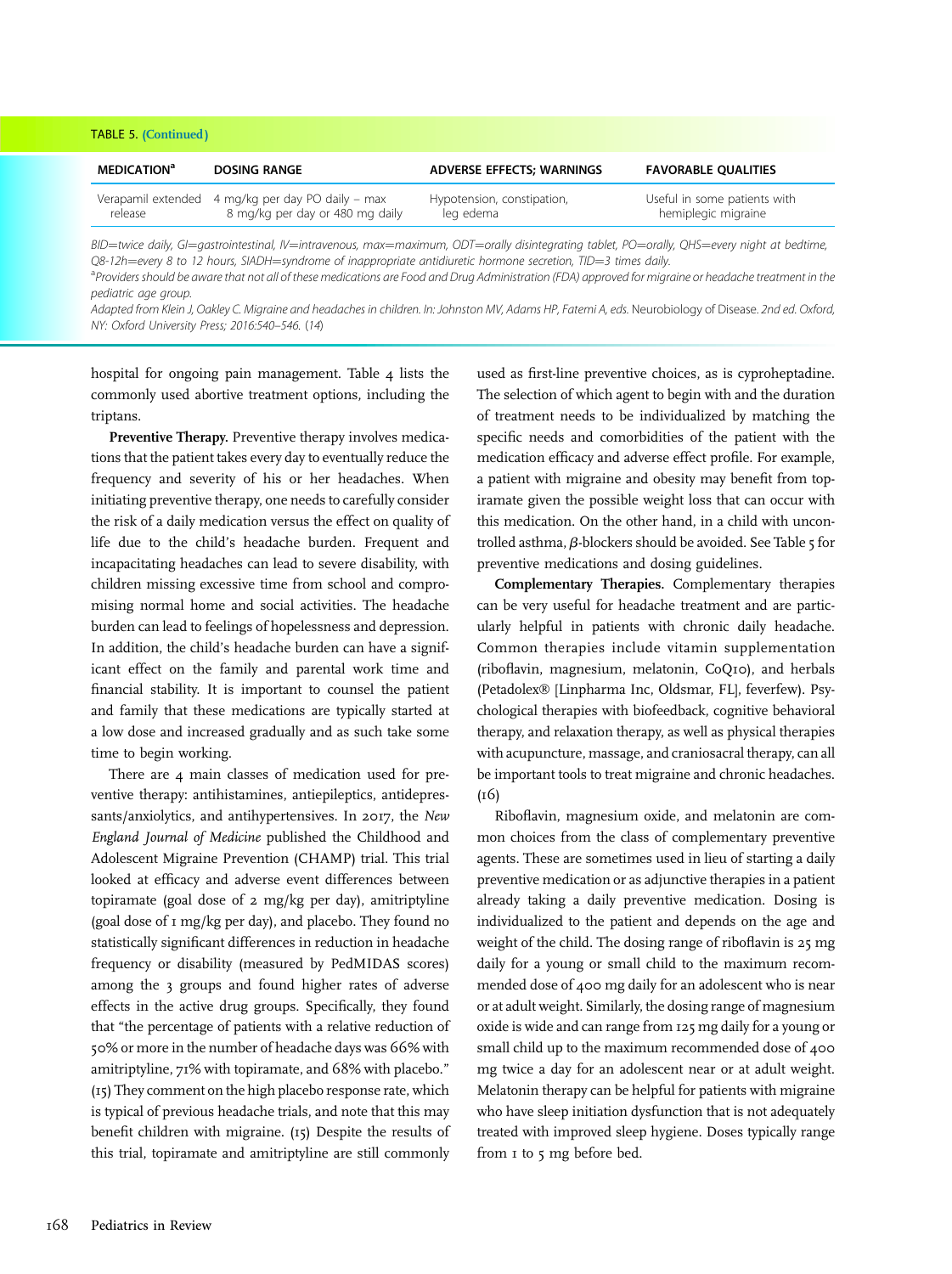TABLE 5. (Continued)

| MEDICATION[a] | DOSING RANGE | ADVERSE EFFECTS; WARNINGS | FAVORABLE QUALITIES |
|---|---|---|---|
| Verapamil extended release | 4 mg/kg per day PO daily – max 8 mg/kg per day or 480 mg daily | Hypotension, constipation, leg edema | Useful in some patients with hemiplegic migraine |

*BID=twice daily, GI=gastrointestinal, IV=intravenous, max=maximum, ODT=orally disintegrating tablet, PO=orally, QHS=every night at bedtime, Q8-12h=every 8 to 12 hours, SIADH=syndrome of inappropriate antidiuretic hormone secretion, TID=3 times daily.*

[a]*Providers should be aware that not all of these medications are Food and Drug Administration (FDA) approved for migraine or headache treatment in the pediatric age group.*

*Adapted from Klein J, Oakley C. Migraine and headaches in children. In: Johnston MV, Adams HP, Fatemi A, eds.* Neurobiology of Disease. *2nd ed. Oxford, NY: Oxford University Press; 2016:540–546. (14)*

hospital for ongoing pain management. Table 4 lists the commonly used abortive treatment options, including the triptans.

**Preventive Therapy.** Preventive therapy involves medications that the patient takes every day to eventually reduce the frequency and severity of his or her headaches. When initiating preventive therapy, one needs to carefully consider the risk of a daily medication versus the effect on quality of life due to the child's headache burden. Frequent and incapacitating headaches can lead to severe disability, with children missing excessive time from school and compromising normal home and social activities. The headache burden can lead to feelings of hopelessness and depression. In addition, the child's headache burden can have a significant effect on the family and parental work time and financial stability. It is important to counsel the patient and family that these medications are typically started at a low dose and increased gradually and as such take some time to begin working.

There are 4 main classes of medication used for preventive therapy: antihistamines, antiepileptics, antidepressants/anxiolytics, and antihypertensives. In 2017, the *New England Journal of Medicine* published the Childhood and Adolescent Migraine Prevention (CHAMP) trial. This trial looked at efficacy and adverse event differences between topiramate (goal dose of 2 mg/kg per day), amitriptyline (goal dose of 1 mg/kg per day), and placebo. They found no statistically significant differences in reduction in headache frequency or disability (measured by PedMIDAS scores) among the 3 groups and found higher rates of adverse effects in the active drug groups. Specifically, they found that "the percentage of patients with a relative reduction of 50% or more in the number of headache days was 66% with amitriptyline, 71% with topiramate, and 68% with placebo." (15) They comment on the high placebo response rate, which is typical of previous headache trials, and note that this may benefit children with migraine. (15) Despite the results of this trial, topiramate and amitriptyline are still commonly used as first-line preventive choices, as is cyproheptadine. The selection of which agent to begin with and the duration of treatment needs to be individualized by matching the specific needs and comorbidities of the patient with the medication efficacy and adverse effect profile. For example, a patient with migraine and obesity may benefit from topiramate given the possible weight loss that can occur with this medication. On the other hand, in a child with uncontrolled asthma, β-blockers should be avoided. See Table 5 for preventive medications and dosing guidelines.

**Complementary Therapies.** Complementary therapies can be very useful for headache treatment and are particularly helpful in patients with chronic daily headache. Common therapies include vitamin supplementation (riboflavin, magnesium, melatonin, CoQ10), and herbals (Petadolex® [Linpharma Inc, Oldsmar, FL], feverfew). Psychological therapies with biofeedback, cognitive behavioral therapy, and relaxation therapy, as well as physical therapies with acupuncture, massage, and craniosacral therapy, can all be important tools to treat migraine and chronic headaches. (16)

Riboflavin, magnesium oxide, and melatonin are common choices from the class of complementary preventive agents. These are sometimes used in lieu of starting a daily preventive medication or as adjunctive therapies in a patient already taking a daily preventive medication. Dosing is individualized to the patient and depends on the age and weight of the child. The dosing range of riboflavin is 25 mg daily for a young or small child to the maximum recommended dose of 400 mg daily for an adolescent who is near or at adult weight. Similarly, the dosing range of magnesium oxide is wide and can range from 125 mg daily for a young or small child up to the maximum recommended dose of 400 mg twice a day for an adolescent near or at adult weight. Melatonin therapy can be helpful for patients with migraine who have sleep initiation dysfunction that is not adequately treated with improved sleep hygiene. Doses typically range from 1 to 5 mg before bed.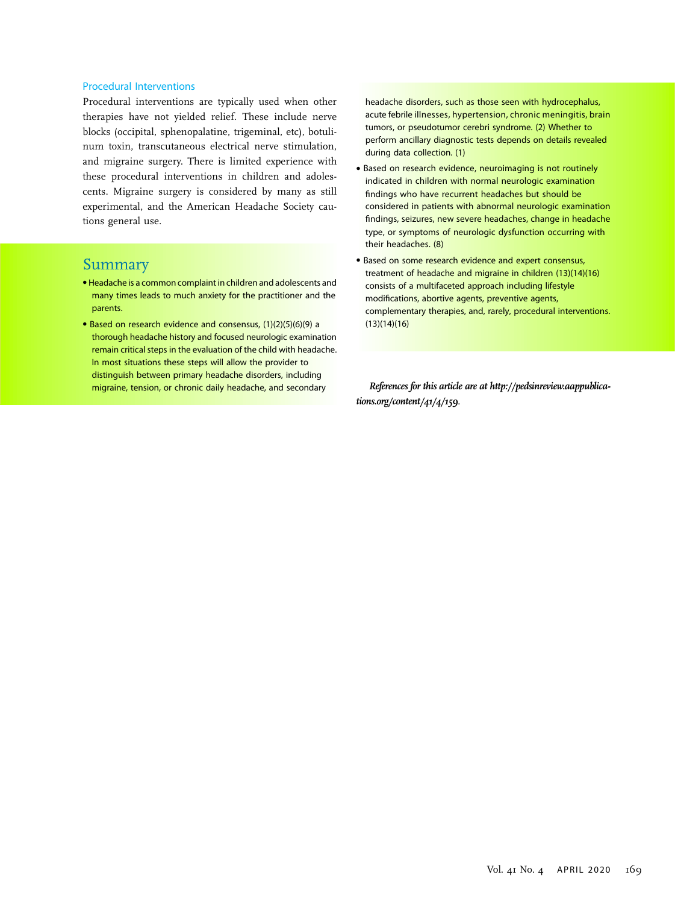### Procedural Interventions

Procedural interventions are typically used when other therapies have not yielded relief. These include nerve blocks (occipital, sphenopalatine, trigeminal, etc), botulinum toxin, transcutaneous electrical nerve stimulation, and migraine surgery. There is limited experience with these procedural interventions in children and adolescents. Migraine surgery is considered by many as still experimental, and the American Headache Society cautions general use.

## Summary

- Headache is a common complaint in children and adolescents and many times leads to much anxiety for the practitioner and the parents.
- Based on research evidence and consensus, (1)(2)(5)(6)(9) a thorough headache history and focused neurologic examination remain critical steps in the evaluation of the child with headache. In most situations these steps will allow the provider to distinguish between primary headache disorders, including migraine, tension, or chronic daily headache, and secondary headache disorders, such as those seen with hydrocephalus, acute febrile illnesses, hypertension, chronic meningitis, brain tumors, or pseudotumor cerebri syndrome. (2) Whether to perform ancillary diagnostic tests depends on details revealed during data collection. (1)
- Based on research evidence, neuroimaging is not routinely indicated in children with normal neurologic examination findings who have recurrent headaches but should be considered in patients with abnormal neurologic examination findings, seizures, new severe headaches, change in headache type, or symptoms of neurologic dysfunction occurring with their headaches. (8)
- Based on some research evidence and expert consensus, treatment of headache and migraine in children (13)(14)(16) consists of a multifaceted approach including lifestyle modifications, abortive agents, preventive agents, complementary therapies, and, rarely, procedural interventions. (13)(14)(16)

*References for this article are at http://pedsinreview.aappublications.org/content/41/4/159.*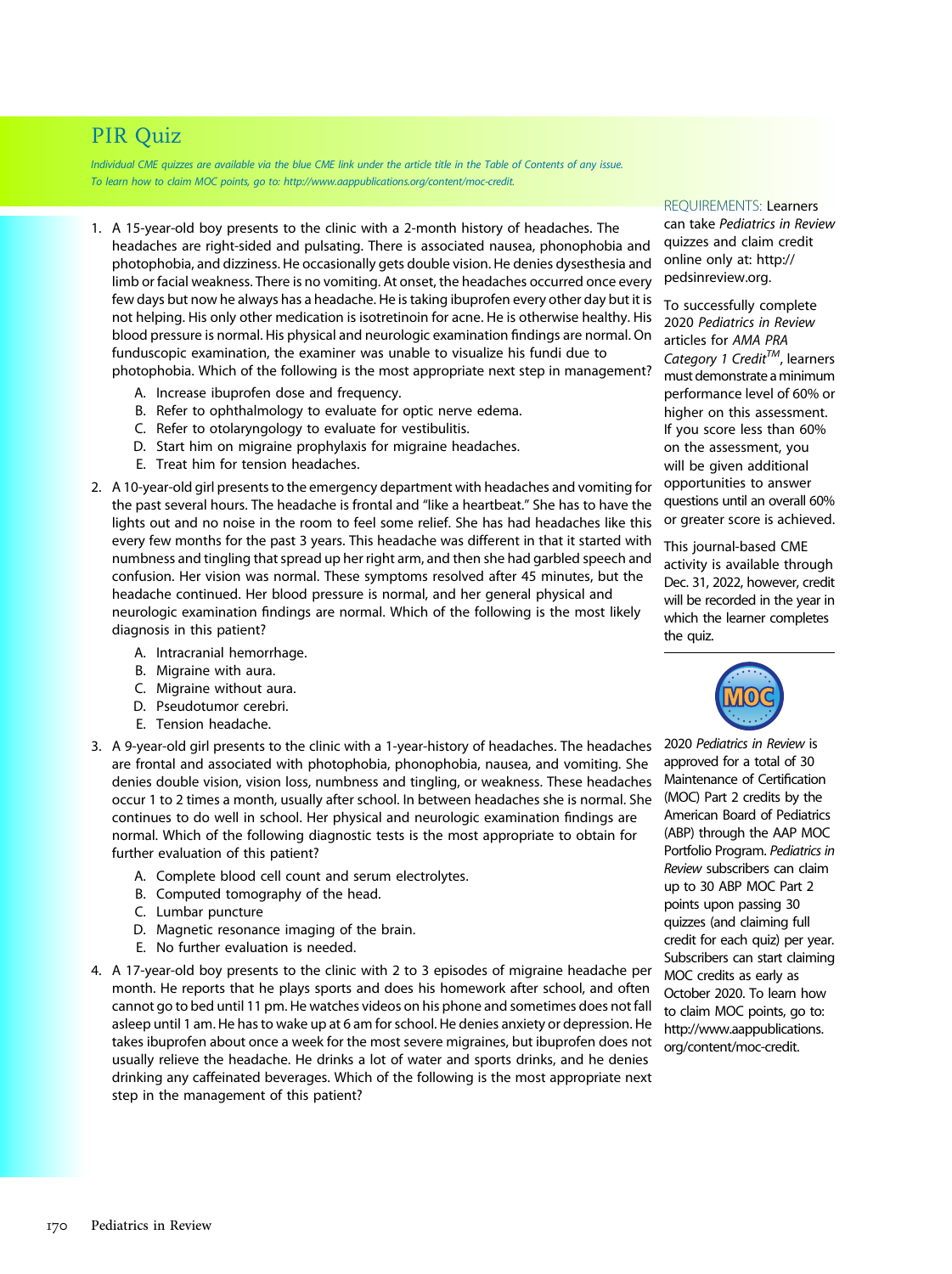# PIR Quiz

*Individual CME quizzes are available via the blue CME link under the article title in the Table of Contents of any issue. To learn how to claim MOC points, go to: http://www.aappublications.org/content/moc-credit.*

1. A 15-year-old boy presents to the clinic with a 2-month history of headaches. The headaches are right-sided and pulsating. There is associated nausea, phonophobia and photophobia, and dizziness. He occasionally gets double vision. He denies dysesthesia and limb or facial weakness. There is no vomiting. At onset, the headaches occurred once every few days but now he always has a headache. He is taking ibuprofen every other day but it is not helping. His only other medication is isotretinoin for acne. He is otherwise healthy. His blood pressure is normal. His physical and neurologic examination findings are normal. On funduscopic examination, the examiner was unable to visualize his fundi due to photophobia. Which of the following is the most appropriate next step in management?
   - A. Increase ibuprofen dose and frequency.
   - B. Refer to ophthalmology to evaluate for optic nerve edema.
   - C. Refer to otolaryngology to evaluate for vestibulitis.
   - D. Start him on migraine prophylaxis for migraine headaches.
   - E. Treat him for tension headaches.

2. A 10-year-old girl presents to the emergency department with headaches and vomiting for the past several hours. The headache is frontal and "like a heartbeat." She has to have the lights out and no noise in the room to feel some relief. She has had headaches like this every few months for the past 3 years. This headache was different in that it started with numbness and tingling that spread up her right arm, and then she had garbled speech and confusion. Her vision was normal. These symptoms resolved after 45 minutes, but the headache continued. Her blood pressure is normal, and her general physical and neurologic examination findings are normal. Which of the following is the most likely diagnosis in this patient?
   - A. Intracranial hemorrhage.
   - B. Migraine with aura.
   - C. Migraine without aura.
   - D. Pseudotumor cerebri.
   - E. Tension headache.

3. A 9-year-old girl presents to the clinic with a 1-year-history of headaches. The headaches are frontal and associated with photophobia, phonophobia, nausea, and vomiting. She denies double vision, vision loss, numbness and tingling, or weakness. These headaches occur 1 to 2 times a month, usually after school. In between headaches she is normal. She continues to do well in school. Her physical and neurologic examination findings are normal. Which of the following diagnostic tests is the most appropriate to obtain for further evaluation of this patient?
   - A. Complete blood cell count and serum electrolytes.
   - B. Computed tomography of the head.
   - C. Lumbar puncture
   - D. Magnetic resonance imaging of the brain.
   - E. No further evaluation is needed.

4. A 17-year-old boy presents to the clinic with 2 to 3 episodes of migraine headache per month. He reports that he plays sports and does his homework after school, and often cannot go to bed until 11 pm. He watches videos on his phone and sometimes does not fall asleep until 1 am. He has to wake up at 6 am for school. He denies anxiety or depression. He takes ibuprofen about once a week for the most severe migraines, but ibuprofen does not usually relieve the headache. He drinks a lot of water and sports drinks, and he denies drinking any caffeinated beverages. Which of the following is the most appropriate next step in the management of this patient?

REQUIREMENTS: Learners can take *Pediatrics in Review* quizzes and claim credit online only at: http://pedsinreview.org.

To successfully complete 2020 *Pediatrics in Review* articles for *AMA PRA Category 1 Credit™*, learners must demonstrate a minimum performance level of 60% or higher on this assessment. If you score less than 60% on the assessment, you will be given additional opportunities to answer questions until an overall 60% or greater score is achieved.

This journal-based CME activity is available through Dec. 31, 2022, however, credit will be recorded in the year in which the learner completes the quiz.

2020 *Pediatrics in Review* is approved for a total of 30 Maintenance of Certification (MOC) Part 2 credits by the American Board of Pediatrics (ABP) through the AAP MOC Portfolio Program. *Pediatrics in Review* subscribers can claim up to 30 ABP MOC Part 2 points upon passing 30 quizzes (and claiming full credit for each quiz) per year. Subscribers can start claiming MOC credits as early as October 2020. To learn how to claim MOC points, go to: http://www.aappublications.org/content/moc-credit.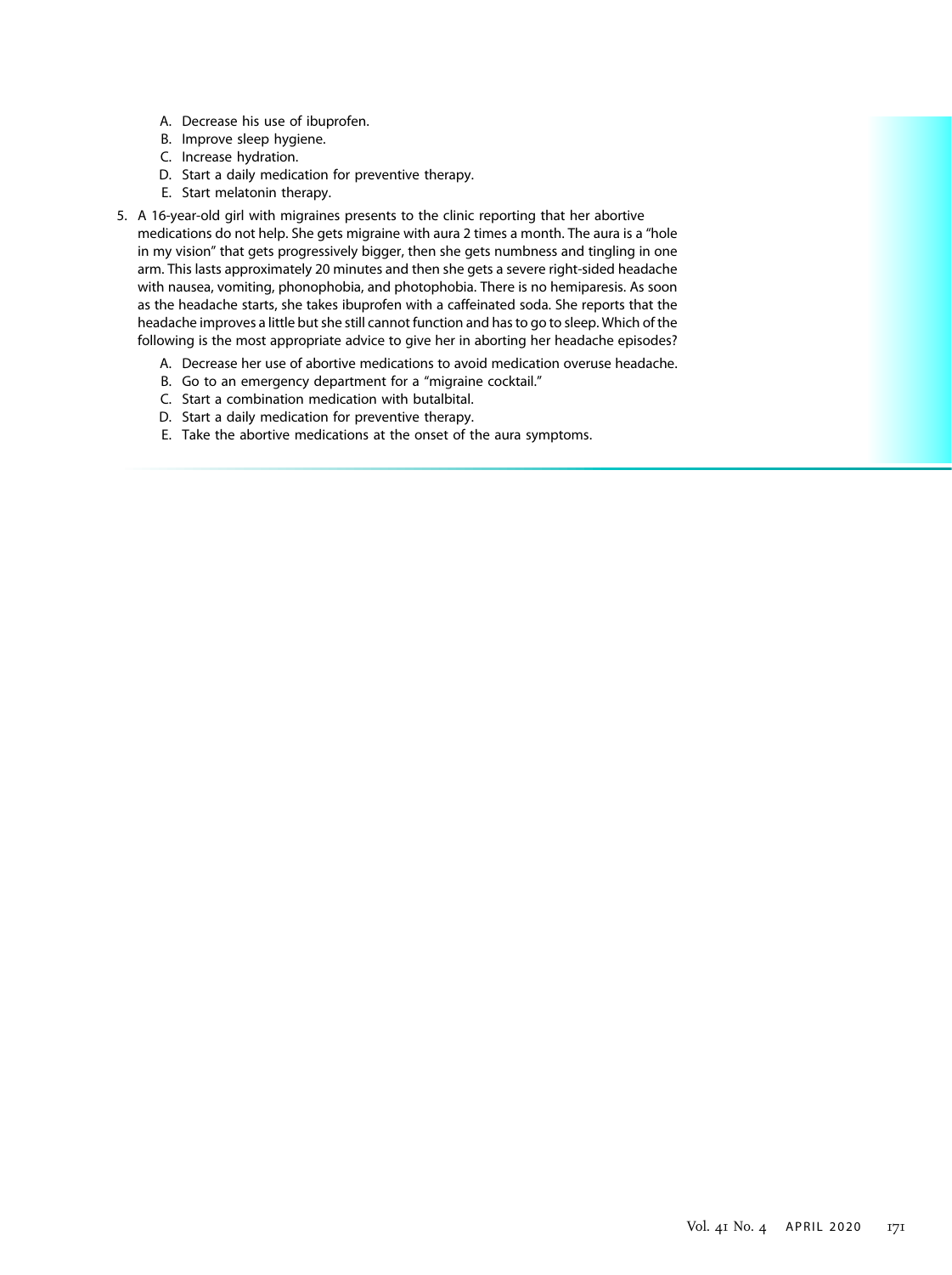A. Decrease his use of ibuprofen.
B. Improve sleep hygiene.
C. Increase hydration.
D. Start a daily medication for preventive therapy.
E. Start melatonin therapy.

5. A 16-year-old girl with migraines presents to the clinic reporting that her abortive medications do not help. She gets migraine with aura 2 times a month. The aura is a "hole in my vision" that gets progressively bigger, then she gets numbness and tingling in one arm. This lasts approximately 20 minutes and then she gets a severe right-sided headache with nausea, vomiting, phonophobia, and photophobia. There is no hemiparesis. As soon as the headache starts, she takes ibuprofen with a caffeinated soda. She reports that the headache improves a little but she still cannot function and has to go to sleep. Which of the following is the most appropriate advice to give her in aborting her headache episodes?

   A. Decrease her use of abortive medications to avoid medication overuse headache.
   B. Go to an emergency department for a "migraine cocktail."
   C. Start a combination medication with butalbital.
   D. Start a daily medication for preventive therapy.
   E. Take the abortive medications at the onset of the aura symptoms.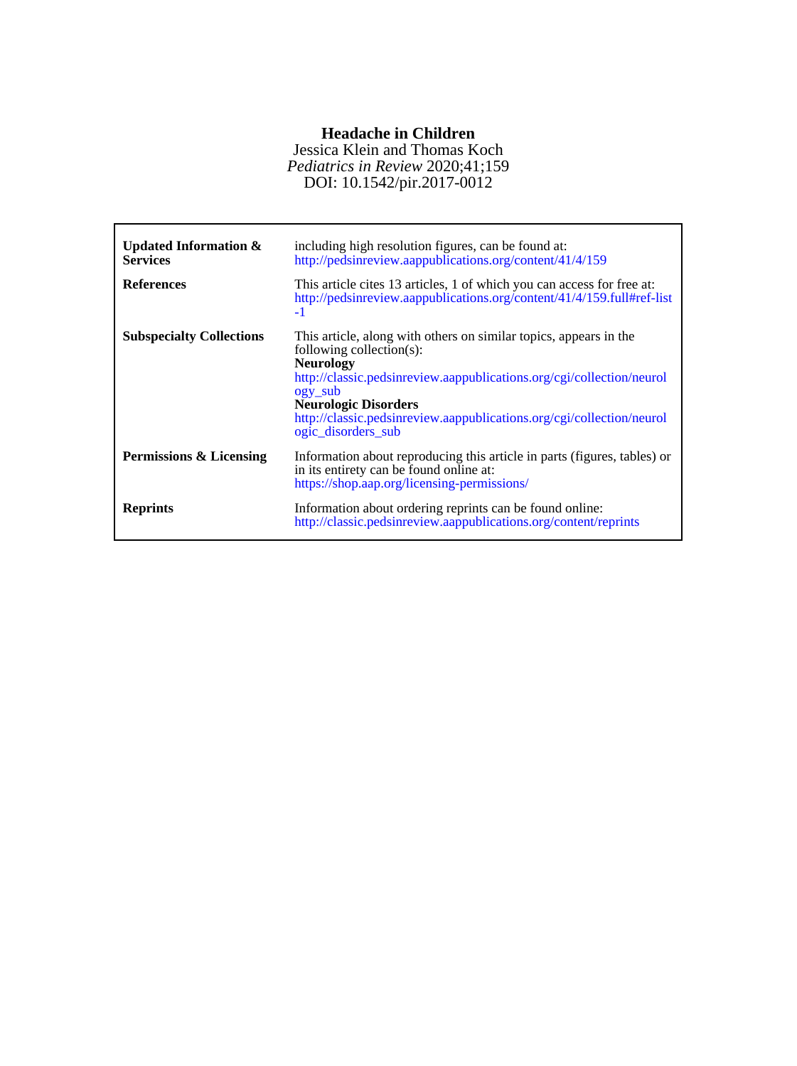**Headache in Children**

Jessica Klein and Thomas Koch

*Pediatrics in Review* 2020;41;159

DOI: 10.1542/pir.2017-0012

| | |
|---|---|
| **Updated Information & Services** | including high resolution figures, can be found at: http://pedsinreview.aappublications.org/content/41/4/159 |
| **References** | This article cites 13 articles, 1 of which you can access for free at: http://pedsinreview.aappublications.org/content/41/4/159.full#ref-list-1 |
| **Subspecialty Collections** | This article, along with others on similar topics, appears in the following collection(s): **Neurology** http://classic.pedsinreview.aappublications.org/cgi/collection/neurology_sub **Neurologic Disorders** http://classic.pedsinreview.aappublications.org/cgi/collection/neurologic_disorders_sub |
| **Permissions & Licensing** | Information about reproducing this article in parts (figures, tables) or in its entirety can be found online at: https://shop.aap.org/licensing-permissions/ |
| **Reprints** | Information about ordering reprints can be found online: http://classic.pedsinreview.aappublications.org/content/reprints |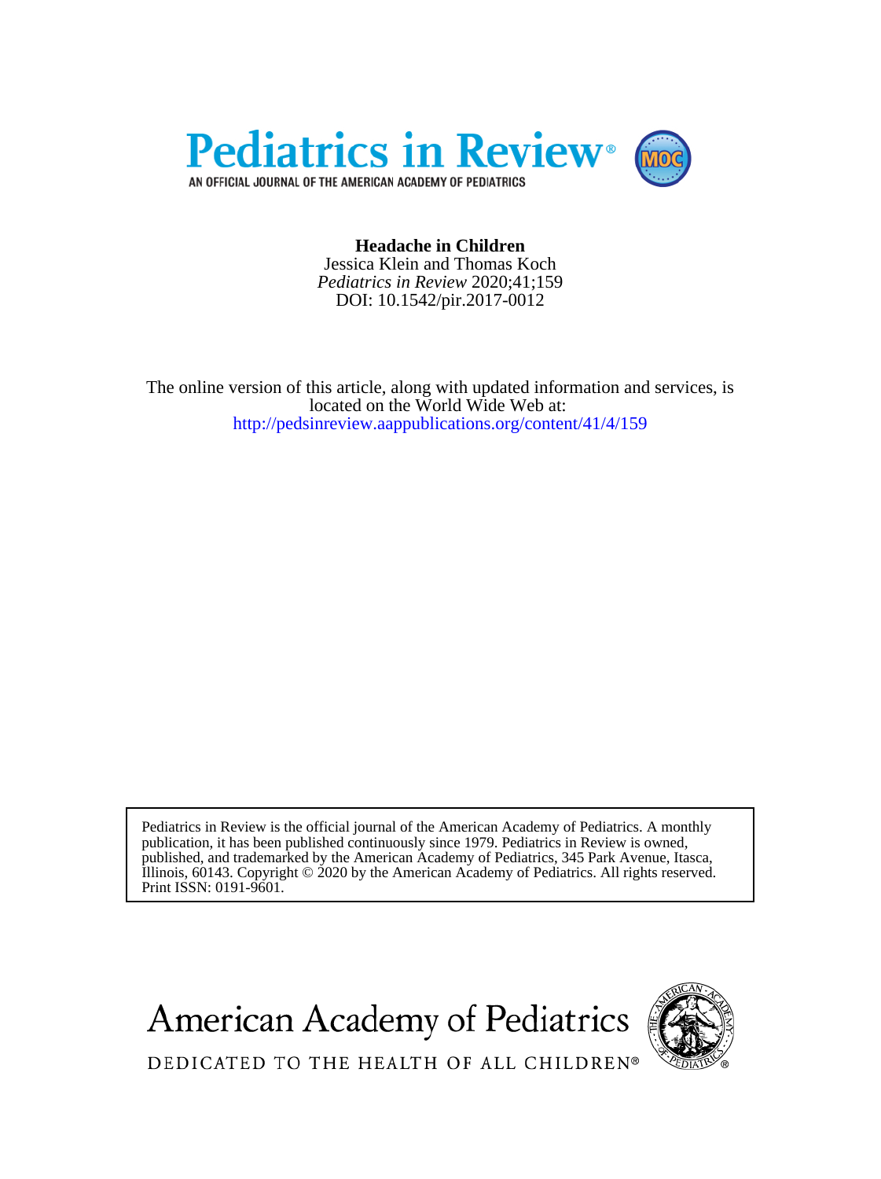**Pediatrics in Review®**

AN OFFICIAL JOURNAL OF THE AMERICAN ACADEMY OF PEDIATRICS

**Headache in Children**

Jessica Klein and Thomas Koch

*Pediatrics in Review* 2020;41;159

DOI: 10.1542/pir.2017-0012

The online version of this article, along with updated information and services, is located on the World Wide Web at:

http://pedsinreview.aappublications.org/content/41/4/159

Pediatrics in Review is the official journal of the American Academy of Pediatrics. A monthly publication, it has been published continuously since 1979. Pediatrics in Review is owned, published, and trademarked by the American Academy of Pediatrics, 345 Park Avenue, Itasca, Illinois, 60143. Copyright © 2020 by the American Academy of Pediatrics. All rights reserved. Print ISSN: 0191-9601.

American Academy of Pediatrics

DEDICATED TO THE HEALTH OF ALL CHILDREN®